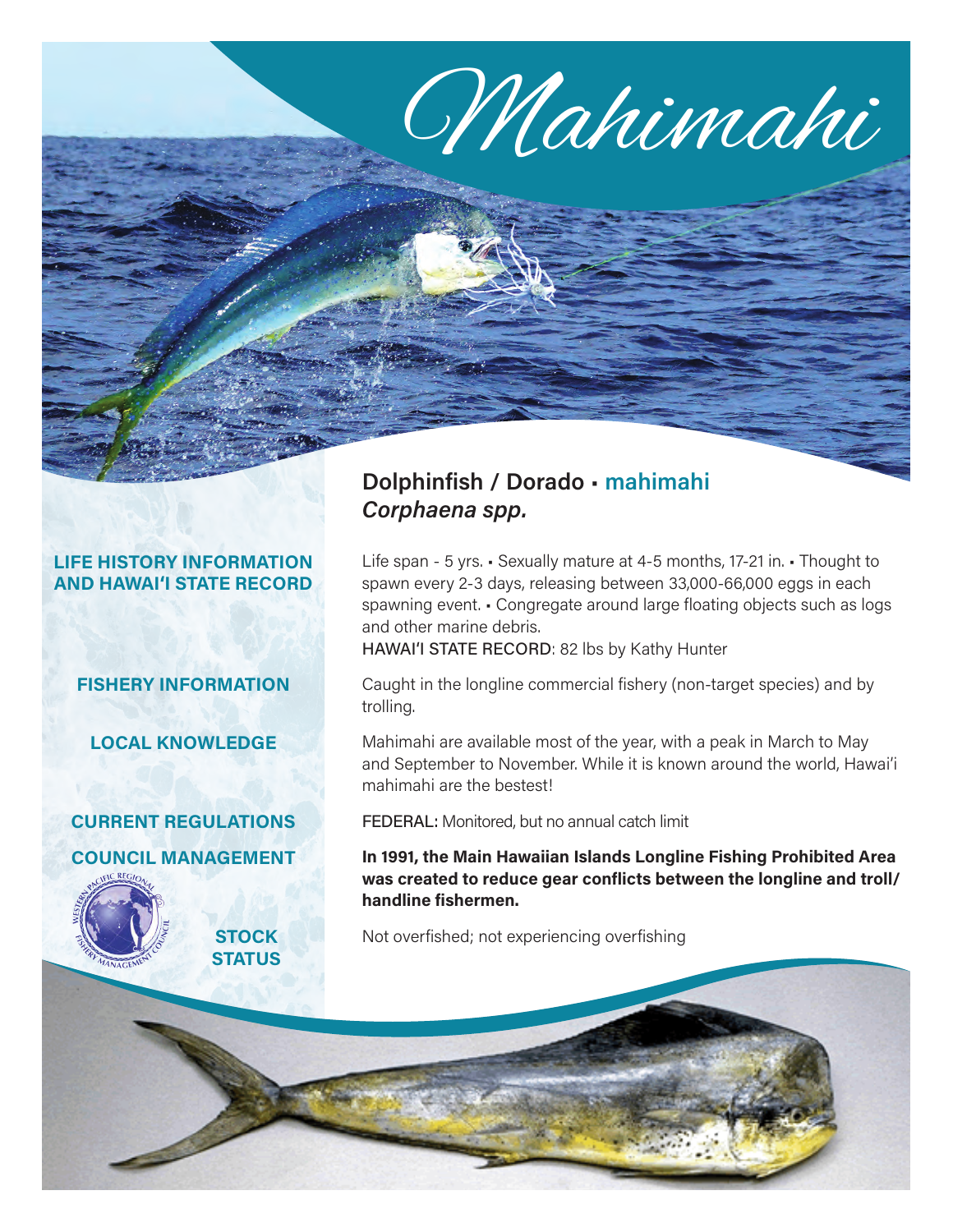# Mahimahi

## Dolphinfish / Dorado ▪ mahimahi
### *Corphaena spp.*

**LIFE HISTORY INFORMATION AND HAWAI'I STATE RECORD**

Life span - 5 yrs. ▪ Sexually mature at 4-5 months, 17-21 in. ▪ Thought to spawn every 2-3 days, releasing between 33,000-66,000 eggs in each spawning event. ▪ Congregate around large floating objects such as logs and other marine debris.

HAWAI'I STATE RECORD: 82 lbs by Kathy Hunter

**FISHERY INFORMATION**

Caught in the longline commercial fishery (non-target species) and by trolling.

**LOCAL KNOWLEDGE**

Mahimahi are available most of the year, with a peak in March to May and September to November. While it is known around the world, Hawai'i mahimahi are the bestest!

**CURRENT REGULATIONS**

FEDERAL: Monitored, but no annual catch limit

**COUNCIL MANAGEMENT**

**In 1991, the Main Hawaiian Islands Longline Fishing Prohibited Area was created to reduce gear conflicts between the longline and troll/handline fishermen.**

**STOCK STATUS**

Not overfished; not experiencing overfishing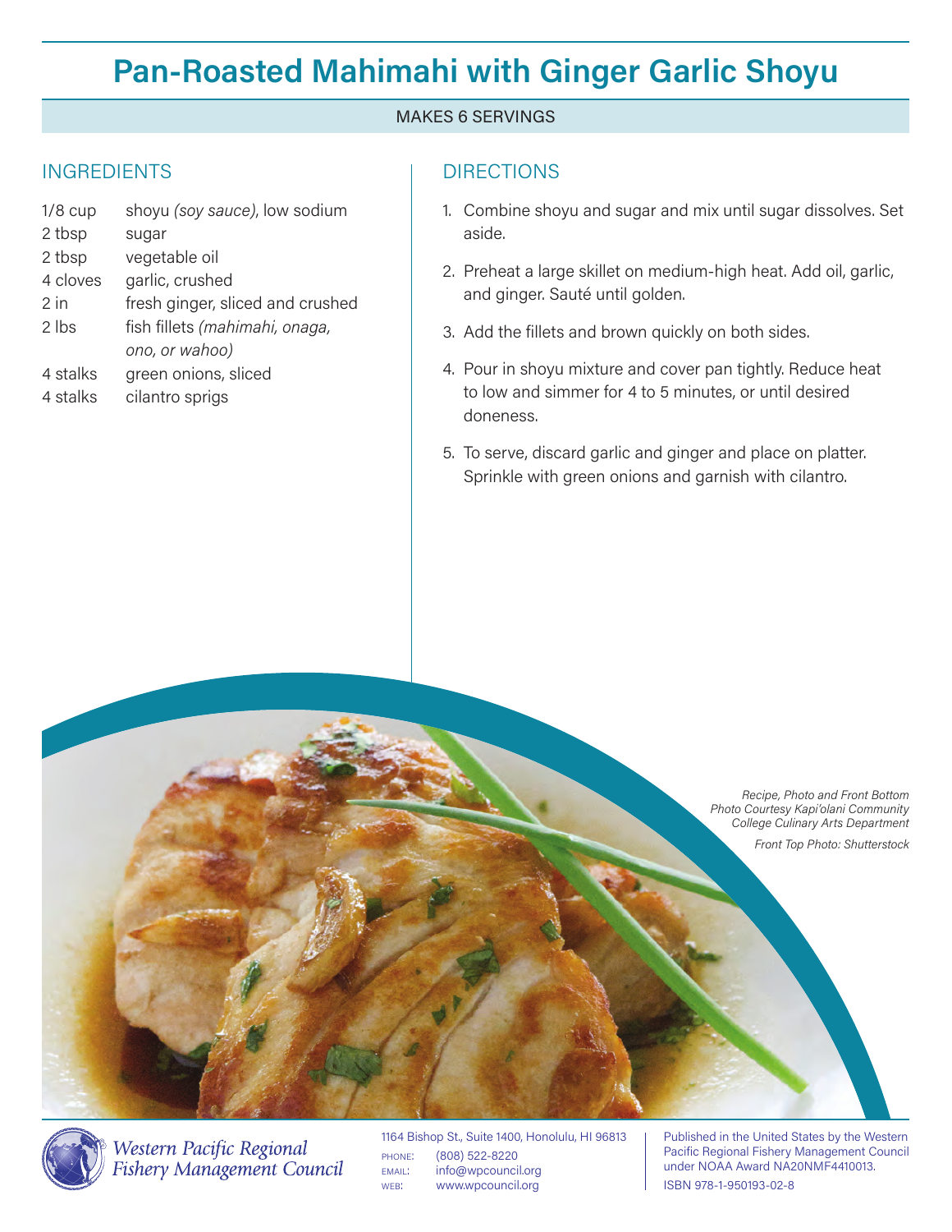# Pan-Roasted Mahimahi with Ginger Garlic Shoyu

MAKES 6 SERVINGS

## INGREDIENTS

| | |
|---|---|
| 1/8 cup | shoyu *(soy sauce)*, low sodium |
| 2 tbsp | sugar |
| 2 tbsp | vegetable oil |
| 4 cloves | garlic, crushed |
| 2 in | fresh ginger, sliced and crushed |
| 2 lbs | fish fillets *(mahimahi, onaga, ono, or wahoo)* |
| 4 stalks | green onions, sliced |
| 4 stalks | cilantro sprigs |

## DIRECTIONS

1. Combine shoyu and sugar and mix until sugar dissolves. Set aside.
2. Preheat a large skillet on medium-high heat. Add oil, garlic, and ginger. Sauté until golden.
3. Add the fillets and brown quickly on both sides.
4. Pour in shoyu mixture and cover pan tightly. Reduce heat to low and simmer for 4 to 5 minutes, or until desired doneness.
5. To serve, discard garlic and ginger and place on platter. Sprinkle with green onions and garnish with cilantro.

*Recipe, Photo and Front Bottom Photo Courtesy Kapi'olani Community College Culinary Arts Department*

*Front Top Photo: Shutterstock*

*Western Pacific Regional Fishery Management Council*

1164 Bishop St., Suite 1400, Honolulu, HI 96813
PHONE: (808) 522-8220
EMAIL: info@wpcouncil.org
WEB: www.wpcouncil.org

Published in the United States by the Western Pacific Regional Fishery Management Council under NOAA Award NA20NMF4410013.

ISBN 978-1-950193-02-8